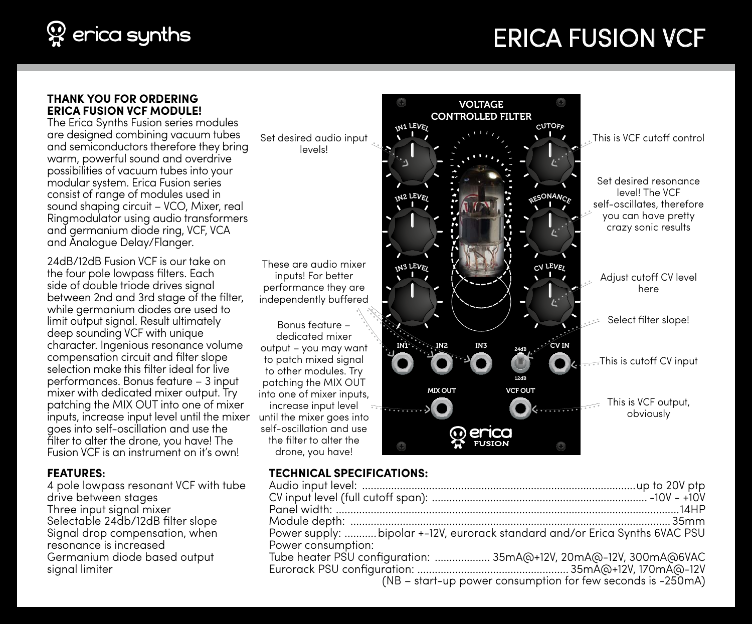# ERICA FUSION VCF

**THANK YOU FOR ORDERING ERICA FUSION VCF MODULE!**

The Erica Synths Fusion series modules are designed combining vacuum tubes and semiconductors therefore they bring warm, powerful sound and overdrive possibilities of vacuum tubes into your modular system. Erica Fusion series consist of range of modules used in sound shaping circuit – VCO, Mixer, real Ringmodulator using audio transformers and germanium diode ring, VCF, VCA and Analogue Delay/Flanger.

24dB/12dB Fusion VCF is our take on the four pole lowpass filters. Each side of double triode drives signal between 2nd and 3rd stage of the filter, while germanium diodes are used to limit output signal. Result ultimately deep sounding VCF with unique character. Ingenious resonance volume compensation circuit and filter slope selection make this filter ideal for live performances. Bonus feature – 3 input mixer with dedicated mixer output. Try patching the MIX OUT into one of mixer inputs, increase input level until the mixer goes into self-oscillation and use the filter to alter the drone, you have! The Fusion VCF is an instrument on it's own!

Set desired audio input levels!

These are audio mixer inputs! For better performance they are independently buffered

Bonus feature – dedicated mixer output – you may want to patch mixed signal to other modules. Try patching the MIX OUT into one of mixer inputs, increase input level until the mixer goes into self-oscillation and use the filter to alter the drone, you have!

This is VCF cutoff control

Set desired resonance level! The VCF self-oscillates, therefore you can have pretty crazy sonic results

Adjust cutoff CV level here

Select filter slope!

This is cutoff CV input

This is VCF output, obviously

**FEATURES:**

4 pole lowpass resonant VCF with tube drive between stages
Three input signal mixer
Selectable 24db/12dB filter slope
Signal drop compensation, when resonance is increased
Germanium diode based output signal limiter

**TECHNICAL SPECIFICATIONS:**

Audio input level: ........ up to 20V ptp
CV input level (full cutoff span): ........ -10V - +10V
Panel width: ........ 14HP
Module depth: ........ 35mm
Power supply: ........ bipolar +-12V, eurorack standard and/or Erica Synths 6VAC PSU
Power consumption:
Tube heater PSU configuration: ........ 35mA@+12V, 20mA@-12V, 300mA@6VAC
Eurorack PSU configuration: ........ 35mA@+12V, 170mA@-12V
(NB – start-up power consumption for few seconds is ~250mA)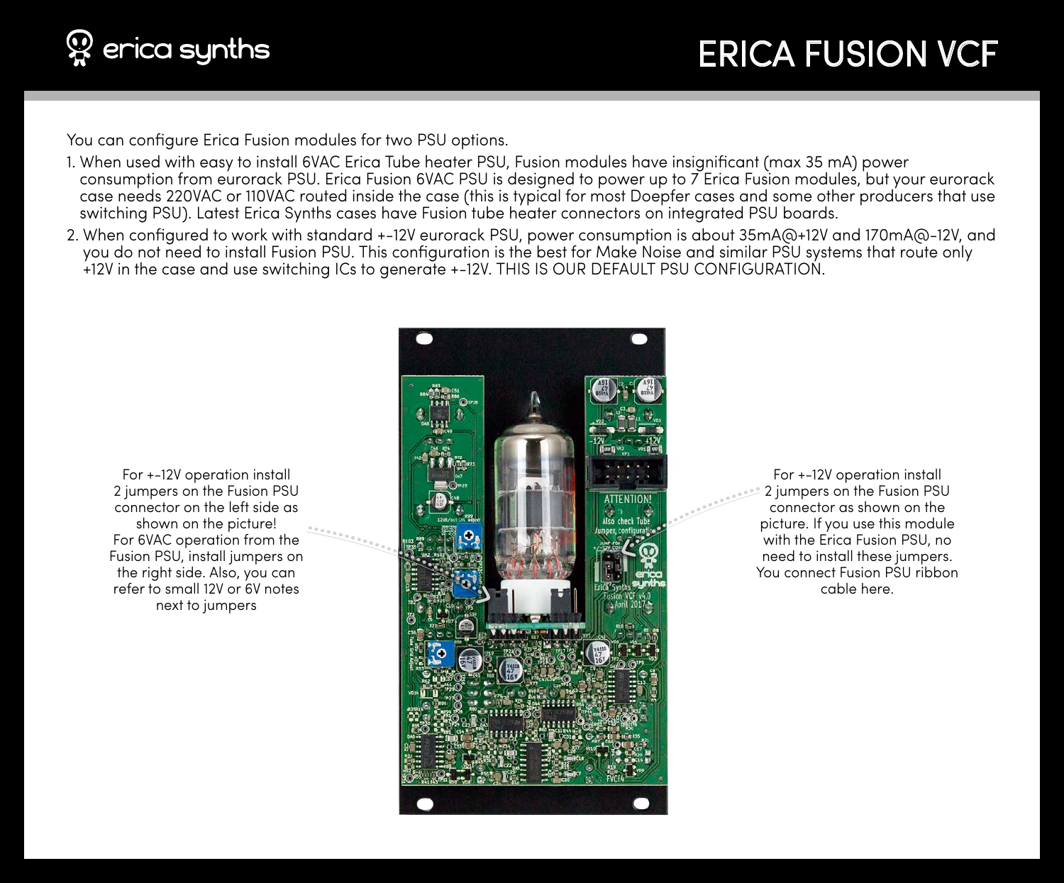# ERICA FUSION VCF

You can configure Erica Fusion modules for two PSU options.

1. When used with easy to install 6VAC Erica Tube heater PSU, Fusion modules have insignificant (max 35 mA) power consumption from eurorack PSU. Erica Fusion 6VAC PSU is designed to power up to 7 Erica Fusion modules, but your eurorack case needs 220VAC or 110VAC routed inside the case (this is typical for most Doepfer cases and some other producers that use switching PSU). Latest Erica Synths cases have Fusion tube heater connectors on integrated PSU boards.
2. When configured to work with standard +-12V eurorack PSU, power consumption is about 35mA@+12V and 170mA@-12V, and you do not need to install Fusion PSU. This configuration is the best for Make Noise and similar PSU systems that route only +12V in the case and use switching ICs to generate +-12V. THIS IS OUR DEFAULT PSU CONFIGURATION.

For +-12V operation install 2 jumpers on the Fusion PSU connector on the left side as shown on the picture! For 6VAC operation from the Fusion PSU, install jumpers on the right side. Also, you can refer to small 12V or 6V notes next to jumpers

For +-12V operation install 2 jumpers on the Fusion PSU connector as shown on the picture. If you use this module with the Erica Fusion PSU, no need to install these jumpers. You connect Fusion PSU ribbon cable here.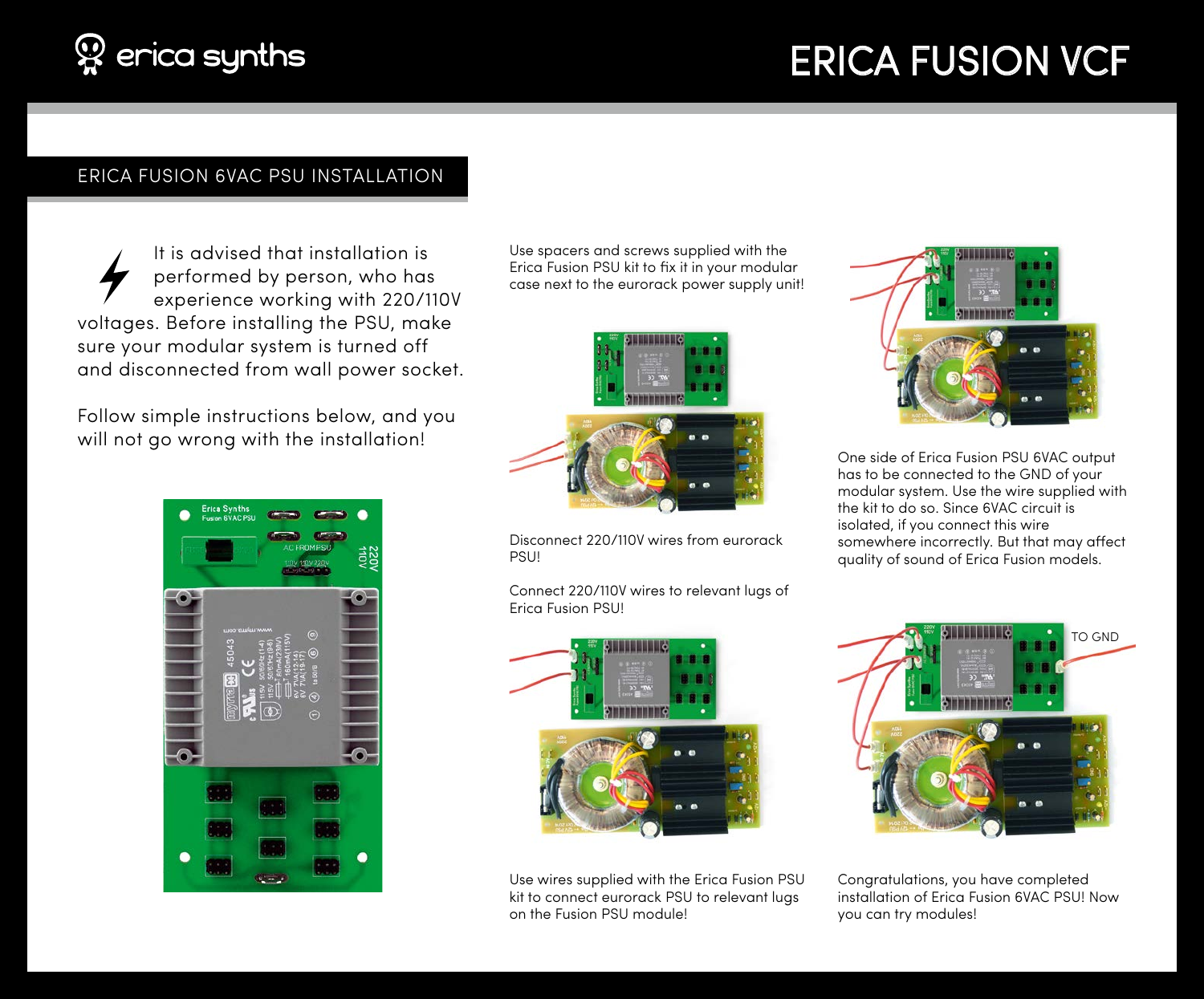## ERICA FUSION 6VAC PSU INSTALLATION

It is advised that installation is performed by person, who has experience working with 220/110V voltages. Before installing the PSU, make sure your modular system is turned off and disconnected from wall power socket.

Follow simple instructions below, and you will not go wrong with the installation!

Use spacers and screws supplied with the Erica Fusion PSU kit to fix it in your modular case next to the eurorack power supply unit!

Disconnect 220/110V wires from eurorack PSU!

Connect 220/110V wires to relevant lugs of Erica Fusion PSU!

One side of Erica Fusion PSU 6VAC output has to be connected to the GND of your modular system. Use the wire supplied with the kit to do so. Since 6VAC circuit is isolated, if you connect this wire somewhere incorrectly. But that may affect quality of sound of Erica Fusion models.

Use wires supplied with the Erica Fusion PSU kit to connect eurorack PSU to relevant lugs on the Fusion PSU module!

TO GND

Congratulations, you have completed installation of Erica Fusion 6VAC PSU! Now you can try modules!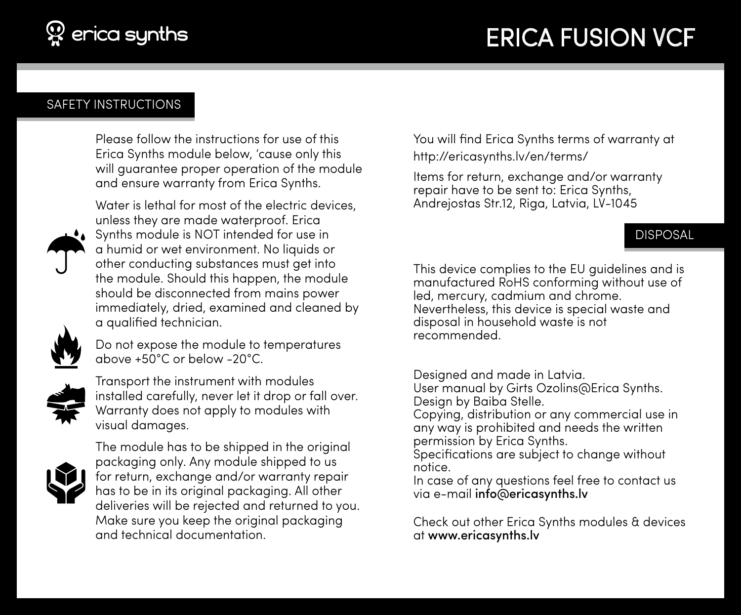## SAFETY INSTRUCTIONS

Please follow the instructions for use of this Erica Synths module below, 'cause only this will guarantee proper operation of the module and ensure warranty from Erica Synths.

Water is lethal for most of the electric devices, unless they are made waterproof. Erica Synths module is NOT intended for use in a humid or wet environment. No liquids or other conducting substances must get into the module. Should this happen, the module should be disconnected from mains power immediately, dried, examined and cleaned by a qualified technician.

Do not expose the module to temperatures above +50°C or below -20°C.

Transport the instrument with modules installed carefully, never let it drop or fall over. Warranty does not apply to modules with visual damages.

The module has to be shipped in the original packaging only. Any module shipped to us for return, exchange and/or warranty repair has to be in its original packaging. All other deliveries will be rejected and returned to you. Make sure you keep the original packaging and technical documentation.

You will find Erica Synths terms of warranty at

http://ericasynths.lv/en/terms/

Items for return, exchange and/or warranty repair have to be sent to: Erica Synths, Andrejostas Str.12, Riga, Latvia, LV-1045

## DISPOSAL

This device complies to the EU guidelines and is manufactured RoHS conforming without use of led, mercury, cadmium and chrome. Nevertheless, this device is special waste and disposal in household waste is not recommended.

Designed and made in Latvia.
User manual by Girts Ozolins@Erica Synths.
Design by Baiba Stelle.
Copying, distribution or any commercial use in any way is prohibited and needs the written permission by Erica Synths.
Specifications are subject to change without notice.
In case of any questions feel free to contact us via e-mail **info@ericasynths.lv**

Check out other Erica Synths modules & devices at **www.ericasynths.lv**